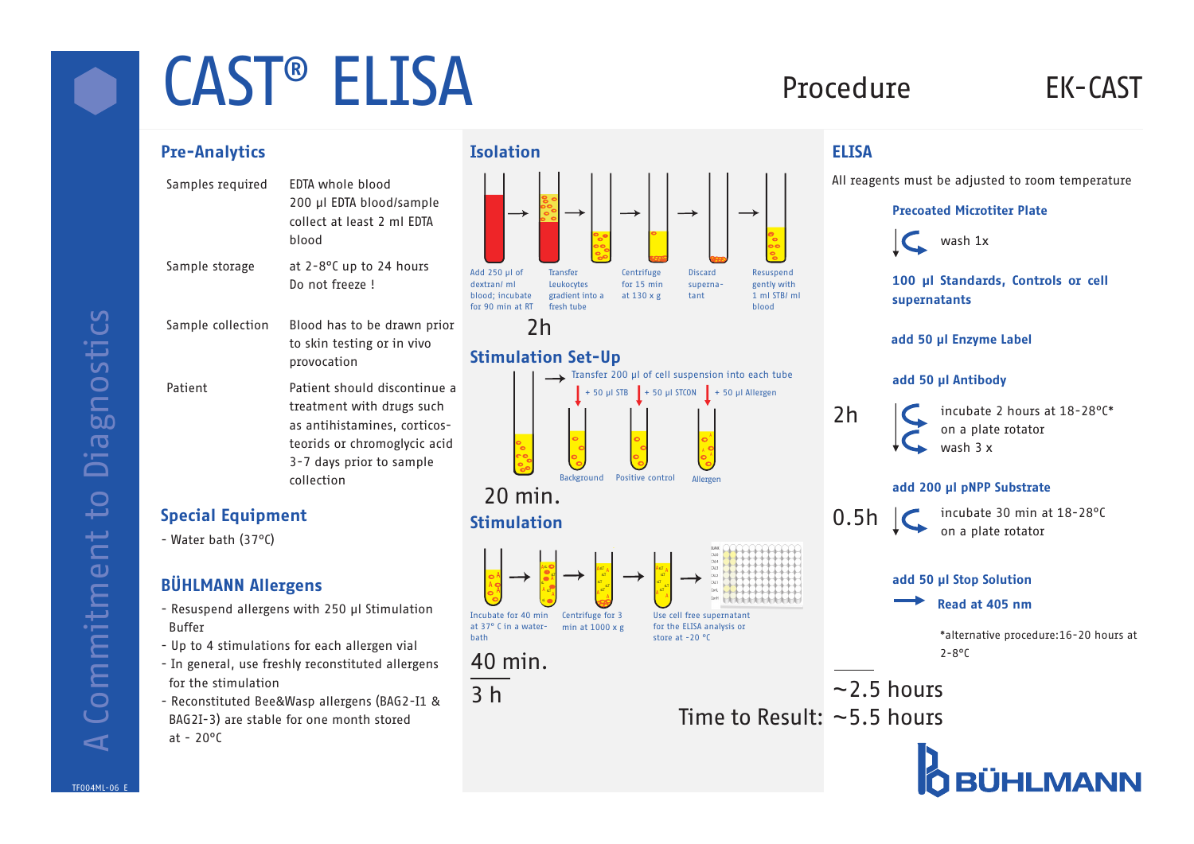# CAST® ELISA

Procedure

EK-CAST

## Pre-Analytics

| | |
|---|---|
| Samples required | EDTA whole blood<br>200 µl EDTA blood/sample<br>collect at least 2 ml EDTA blood |
| Sample storage | at 2-8°C up to 24 hours<br>Do not freeze ! |
| Sample collection | Blood has to be drawn prior to skin testing or in vivo provocation |
| Patient | Patient should discontinue a treatment with drugs such as antihistamines, corticosteorids or chromoglycic acid 3-7 days prior to sample collection |

## Special Equipment

- Water bath (37°C)

## BÜHLMANN Allergens

- Resuspend allergens with 250 µl Stimulation Buffer
- Up to 4 stimulations for each allergen vial
- In general, use freshly reconstituted allergens for the stimulation
- Reconstituted Bee&Wasp allergens (BAG2-I1 & BAG2I-3) are stable for one month stored at - 20°C

## Isolation

Add 250 µl of dextran/ ml blood; incubate for 90 min at RT → Transfer Leukocytes gradient into a fresh tube → Centrifuge for 15 min at 130 x g → Discard supernatant → Resuspend gently with 1 ml STB/ ml blood

2h

## Stimulation Set-Up

Transfer 200 µl of cell suspension into each tube

- + 50 µl STB: Background
- + 50 µl STCON: Positive control
- + 50 µl Allergen: Allergen

20 min.

## Stimulation

Incubate for 40 min at 37° C in a water-bath → Centrifuge for 3 min at 1000 x g → Use cell free supernatant for the ELISA analysis or store at -20 °C

40 min.

3 h

## ELISA

All reagents must be adjusted to room temperature

**Precoated Microtiter Plate**

wash 1x

**100 µl Standards, Controls or cell supernatants**

**add 50 µl Enzyme Label**

**add 50 µl Antibody**

2h — incubate 2 hours at 18-28°C* on a plate rotator; wash 3 x

**add 200 µl pNPP Substrate**

0.5h — incubate 30 min at 18-28°C on a plate rotator

**add 50 µl Stop Solution**

**Read at 405 nm**

*alternative procedure:16-20 hours at 2-8°C

~2.5 hours

Time to Result: ~5.5 hours

A Commitment to Diagnostics

BÜHLMANN

TF004ML-06 E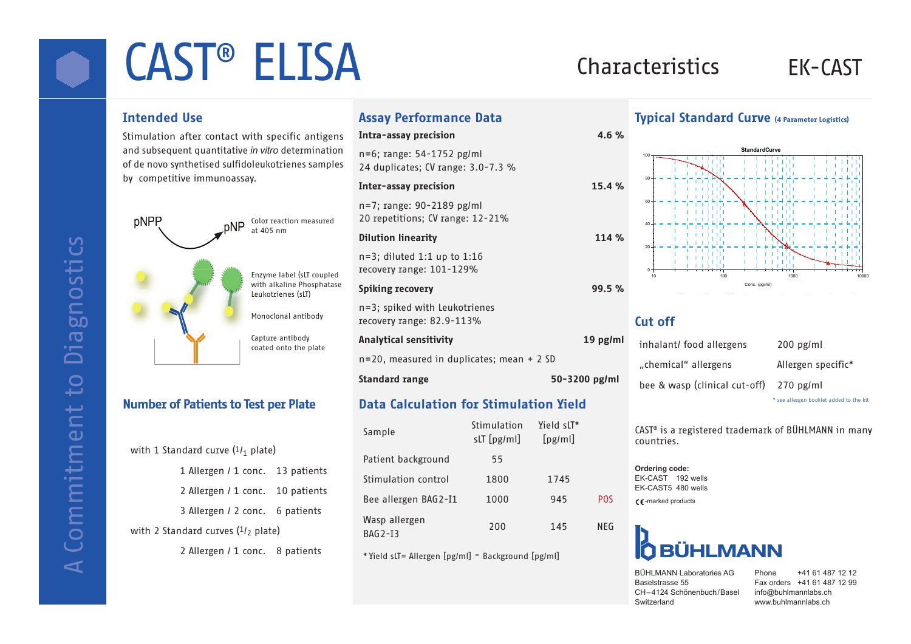# CAST® ELISA

Characteristics

EK-CAST

A Commitment to Diagnostics

## Intended Use

Stimulation after contact with specific antigens and subsequent quantitative *in vitro* determination of de novo synthetised sulfidoleukotrienes samples by competitive immunoassay.

pNPP

pNP

Color reaction measured at 405 nm

Enzyme label (sLT coupled with alkaline Phosphatase Leukotrienes (sLT)

Monoclonal antibody

Capture antibody coated onto the plate

## Number of Patients to Test per Plate

with 1 Standard curve ($^1/_1$ plate)

| | |
|---|---|
| 1 Allergen / 1 conc. | 13 patients |
| 2 Allergen / 1 conc. | 10 patients |
| 3 Allergen / 2 conc. | 6 patients |

with 2 Standard curves ($^1/_2$ plate)

| | |
|---|---|
| 2 Allergen / 1 conc. | 8 patients |

## Assay Performance Data

**Intra-assay precision** **4.6 %**

n=6; range: 54-1752 pg/ml
24 duplicates; CV range: 3.0-7.3 %

**Inter-assay precision** **15.4 %**

n=7; range: 90-2189 pg/ml
20 repetitions; CV range: 12-21%

**Dilution linearity** **114 %**

n=3; diluted 1:1 up to 1:16
recovery range: 101-129%

**Spiking recovery** **99.5 %**

n=3; spiked with Leukotrienes
recovery range: 82.9-113%

**Analytical sensitivity** **19 pg/ml**

n=20, measured in duplicates; mean + 2 SD

**Standard range** **50-3200 pg/ml**

## Data Calculation for Stimulation Yield

| Sample | Stimulation sLT [pg/ml] | Yield sLT* [pg/ml] | |
|---|---|---|---|
| Patient background | 55 | | |
| Stimulation control | 1800 | 1745 | |
| Bee allergen BAG2-I1 | 1000 | 945 | POS |
| Wasp allergen BAG2-I3 | 200 | 145 | NEG |

* Yield sLT= Allergen [pg/ml] − Background [pg/ml]

## Typical Standard Curve (4 Parameter Logistics)

StandardCurve

100
80
60
40
20
0
10
100
1000
10000
Conc. (pg/ml)

## Cut off

| | |
|---|---|
| inhalant/ food allergens | 200 pg/ml |
| „chemical" allergens | Allergen specific* |
| bee & wasp (clinical cut-off) | 270 pg/ml |

* see allergen booklet added to the kit

CAST® is a registered trademark of BÜHLMANN in many countries.

**Ordering code:**
EK-CAST 192 wells
EK-CAST5 480 wells
CE-marked products

BÜHLMANN

BÜHLMANN Laboratories AG
Baselstrasse 55
CH–4124 Schönenbuch/Basel
Switzerland

Phone +41 61 487 12 12
Fax orders +41 61 487 12 99
info@buhlmannlabs.ch
www.buhlmannlabs.ch